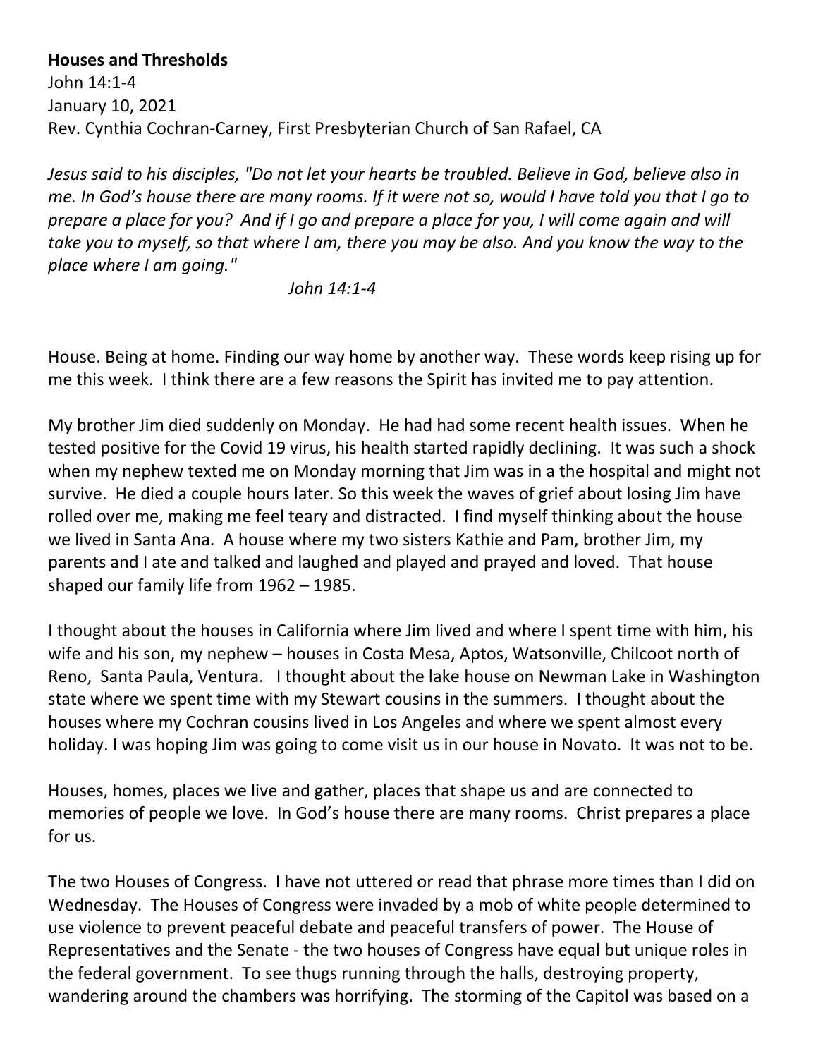**Houses and Thresholds**

John 14:1-4

January 10, 2021

Rev. Cynthia Cochran-Carney, First Presbyterian Church of San Rafael, CA

*Jesus said to his disciples, "Do not let your hearts be troubled. Believe in God, believe also in me. In God's house there are many rooms. If it were not so, would I have told you that I go to prepare a place for you? And if I go and prepare a place for you, I will come again and will take you to myself, so that where I am, there you may be also. And you know the way to the place where I am going."*

*John 14:1-4*

House. Being at home. Finding our way home by another way. These words keep rising up for me this week. I think there are a few reasons the Spirit has invited me to pay attention.

My brother Jim died suddenly on Monday. He had had some recent health issues. When he tested positive for the Covid 19 virus, his health started rapidly declining. It was such a shock when my nephew texted me on Monday morning that Jim was in a the hospital and might not survive. He died a couple hours later. So this week the waves of grief about losing Jim have rolled over me, making me feel teary and distracted. I find myself thinking about the house we lived in Santa Ana. A house where my two sisters Kathie and Pam, brother Jim, my parents and I ate and talked and laughed and played and prayed and loved. That house shaped our family life from 1962 – 1985.

I thought about the houses in California where Jim lived and where I spent time with him, his wife and his son, my nephew – houses in Costa Mesa, Aptos, Watsonville, Chilcoot north of Reno, Santa Paula, Ventura. I thought about the lake house on Newman Lake in Washington state where we spent time with my Stewart cousins in the summers. I thought about the houses where my Cochran cousins lived in Los Angeles and where we spent almost every holiday. I was hoping Jim was going to come visit us in our house in Novato. It was not to be.

Houses, homes, places we live and gather, places that shape us and are connected to memories of people we love. In God's house there are many rooms. Christ prepares a place for us.

The two Houses of Congress. I have not uttered or read that phrase more times than I did on Wednesday. The Houses of Congress were invaded by a mob of white people determined to use violence to prevent peaceful debate and peaceful transfers of power. The House of Representatives and the Senate - the two houses of Congress have equal but unique roles in the federal government. To see thugs running through the halls, destroying property, wandering around the chambers was horrifying. The storming of the Capitol was based on a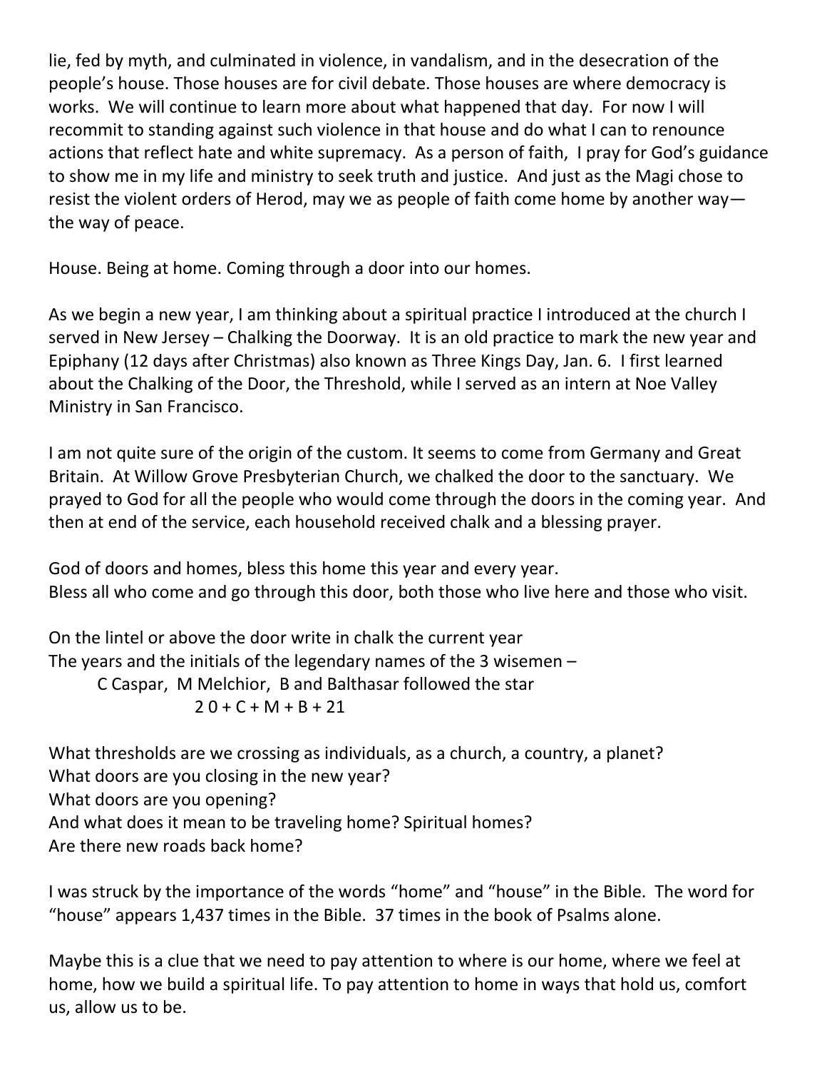lie, fed by myth, and culminated in violence, in vandalism, and in the desecration of the people's house. Those houses are for civil debate. Those houses are where democracy is works. We will continue to learn more about what happened that day. For now I will recommit to standing against such violence in that house and do what I can to renounce actions that reflect hate and white supremacy. As a person of faith, I pray for God's guidance to show me in my life and ministry to seek truth and justice. And just as the Magi chose to resist the violent orders of Herod, may we as people of faith come home by another way—the way of peace.

House. Being at home. Coming through a door into our homes.

As we begin a new year, I am thinking about a spiritual practice I introduced at the church I served in New Jersey – Chalking the Doorway. It is an old practice to mark the new year and Epiphany (12 days after Christmas) also known as Three Kings Day, Jan. 6. I first learned about the Chalking of the Door, the Threshold, while I served as an intern at Noe Valley Ministry in San Francisco.

I am not quite sure of the origin of the custom. It seems to come from Germany and Great Britain. At Willow Grove Presbyterian Church, we chalked the door to the sanctuary. We prayed to God for all the people who would come through the doors in the coming year. And then at end of the service, each household received chalk and a blessing prayer.

God of doors and homes, bless this home this year and every year.
Bless all who come and go through this door, both those who live here and those who visit.

On the lintel or above the door write in chalk the current year
The years and the initials of the legendary names of the 3 wisemen –

C Caspar, M Melchior, B and Balthasar followed the star

2 0 + C + M + B + 21

What thresholds are we crossing as individuals, as a church, a country, a planet?
What doors are you closing in the new year?
What doors are you opening?
And what does it mean to be traveling home? Spiritual homes?
Are there new roads back home?

I was struck by the importance of the words "home" and "house" in the Bible. The word for "house" appears 1,437 times in the Bible. 37 times in the book of Psalms alone.

Maybe this is a clue that we need to pay attention to where is our home, where we feel at home, how we build a spiritual life. To pay attention to home in ways that hold us, comfort us, allow us to be.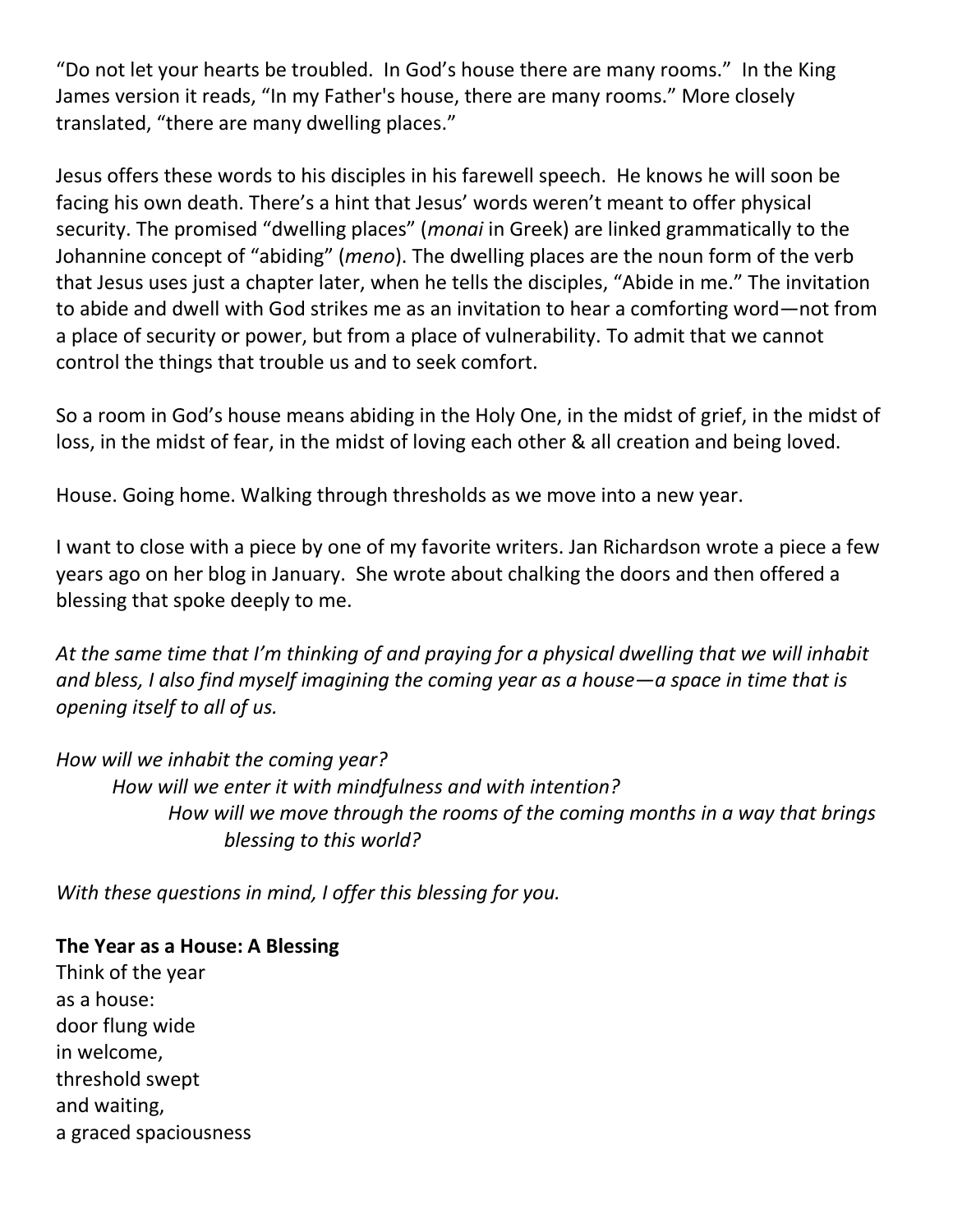"Do not let your hearts be troubled. In God's house there are many rooms." In the King James version it reads, "In my Father's house, there are many rooms." More closely translated, "there are many dwelling places."

Jesus offers these words to his disciples in his farewell speech. He knows he will soon be facing his own death. There's a hint that Jesus' words weren't meant to offer physical security. The promised "dwelling places" (*monai* in Greek) are linked grammatically to the Johannine concept of "abiding" (*meno*). The dwelling places are the noun form of the verb that Jesus uses just a chapter later, when he tells the disciples, "Abide in me." The invitation to abide and dwell with God strikes me as an invitation to hear a comforting word—not from a place of security or power, but from a place of vulnerability. To admit that we cannot control the things that trouble us and to seek comfort.

So a room in God's house means abiding in the Holy One, in the midst of grief, in the midst of loss, in the midst of fear, in the midst of loving each other & all creation and being loved.

House. Going home. Walking through thresholds as we move into a new year.

I want to close with a piece by one of my favorite writers. Jan Richardson wrote a piece a few years ago on her blog in January. She wrote about chalking the doors and then offered a blessing that spoke deeply to me.

*At the same time that I'm thinking of and praying for a physical dwelling that we will inhabit and bless, I also find myself imagining the coming year as a house—a space in time that is opening itself to all of us.*

*How will we inhabit the coming year?*
*How will we enter it with mindfulness and with intention?*
*How will we move through the rooms of the coming months in a way that brings blessing to this world?*

*With these questions in mind, I offer this blessing for you.*

**The Year as a House: A Blessing**
Think of the year
as a house:
door flung wide
in welcome,
threshold swept
and waiting,
a graced spaciousness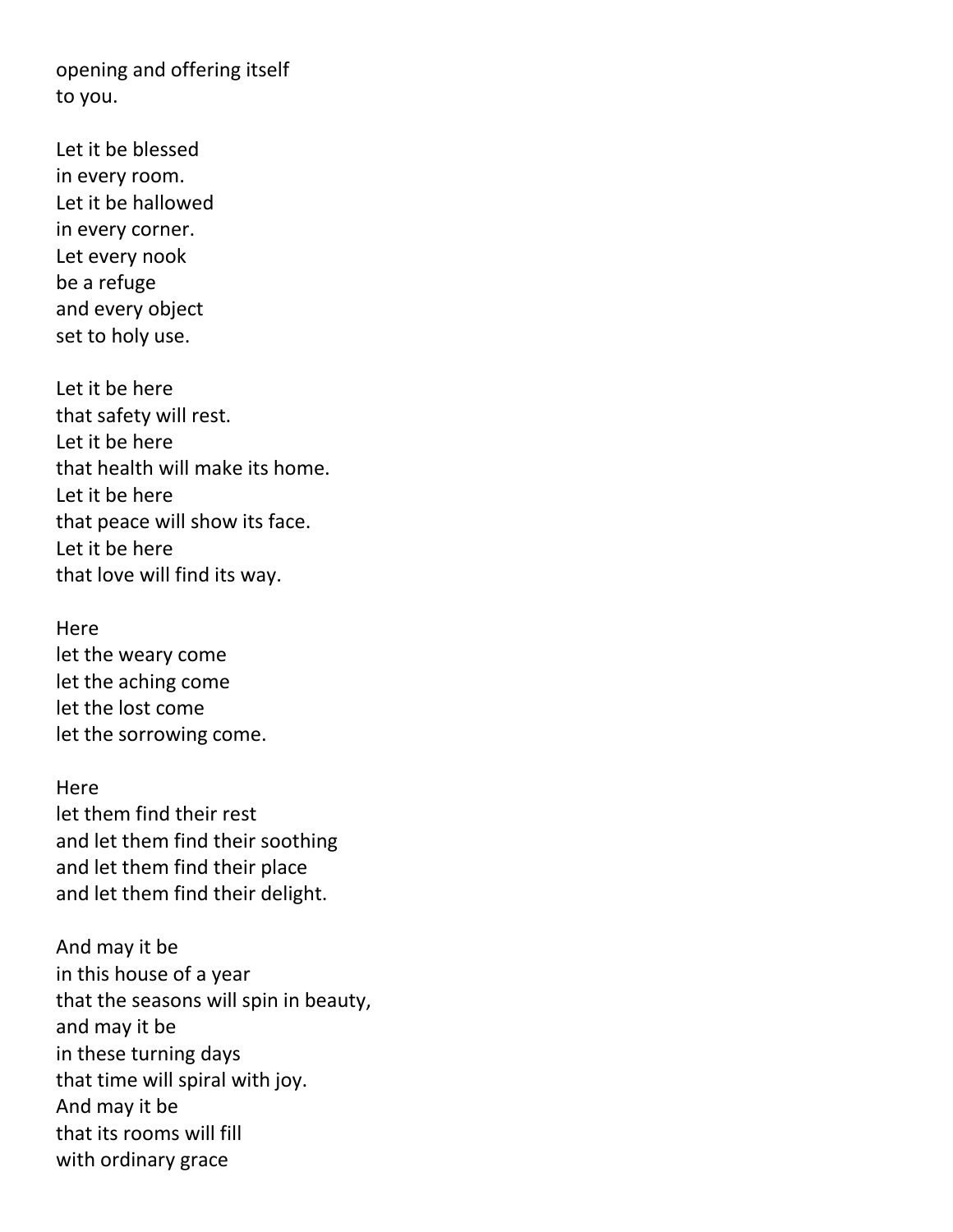opening and offering itself
to you.

Let it be blessed
in every room.
Let it be hallowed
in every corner.
Let every nook
be a refuge
and every object
set to holy use.

Let it be here
that safety will rest.
Let it be here
that health will make its home.
Let it be here
that peace will show its face.
Let it be here
that love will find its way.

Here
let the weary come
let the aching come
let the lost come
let the sorrowing come.

Here
let them find their rest
and let them find their soothing
and let them find their place
and let them find their delight.

And may it be
in this house of a year
that the seasons will spin in beauty,
and may it be
in these turning days
that time will spiral with joy.
And may it be
that its rooms will fill
with ordinary grace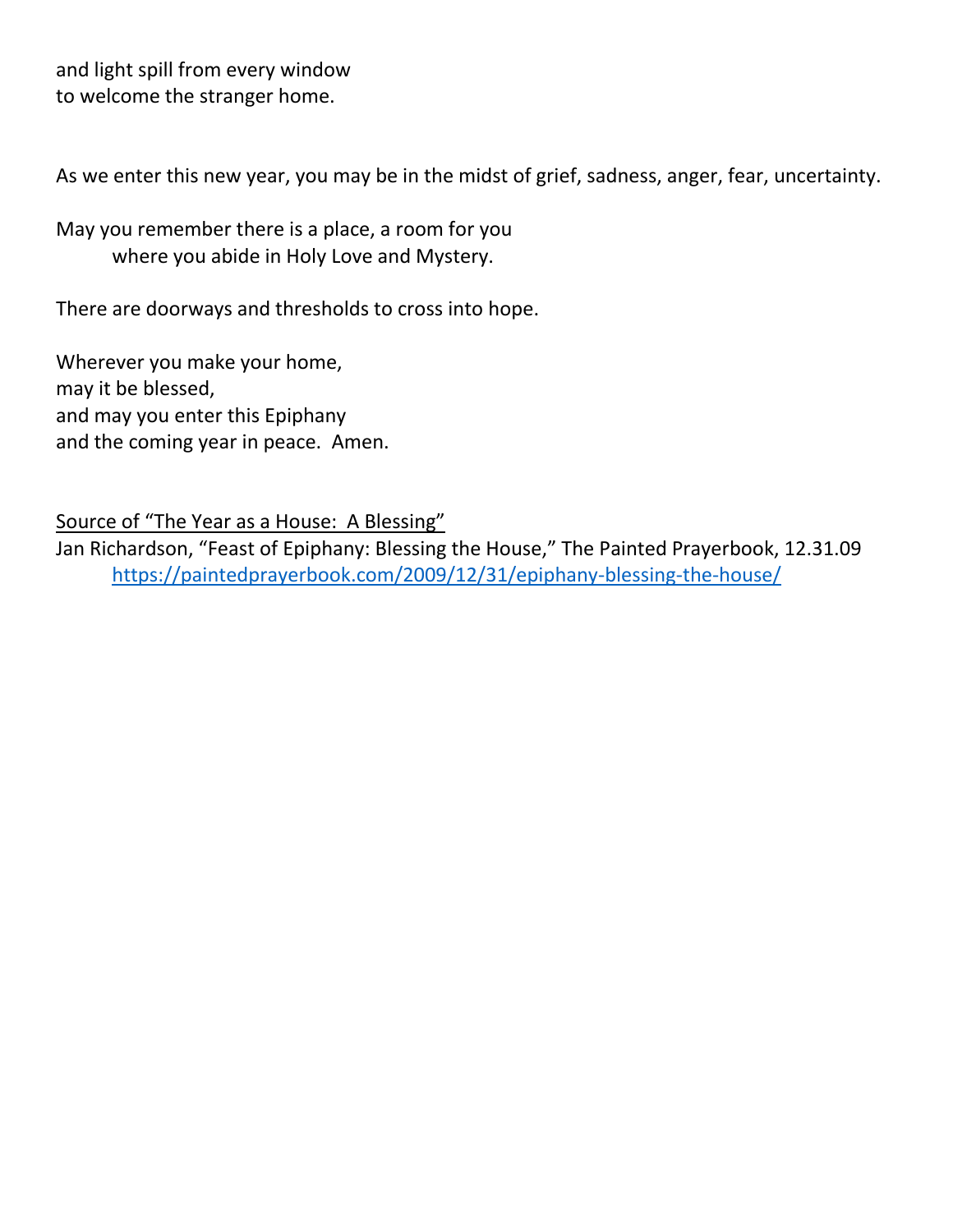and light spill from every window
to welcome the stranger home.

As we enter this new year, you may be in the midst of grief, sadness, anger, fear, uncertainty.

May you remember there is a place, a room for you
    where you abide in Holy Love and Mystery.

There are doorways and thresholds to cross into hope.

Wherever you make your home,
may it be blessed,
and may you enter this Epiphany
and the coming year in peace.  Amen.

<u>Source of "The Year as a House:  A Blessing"</u>
Jan Richardson, "Feast of Epiphany: Blessing the House," The Painted Prayerbook, 12.31.09
    https://paintedprayerbook.com/2009/12/31/epiphany-blessing-the-house/